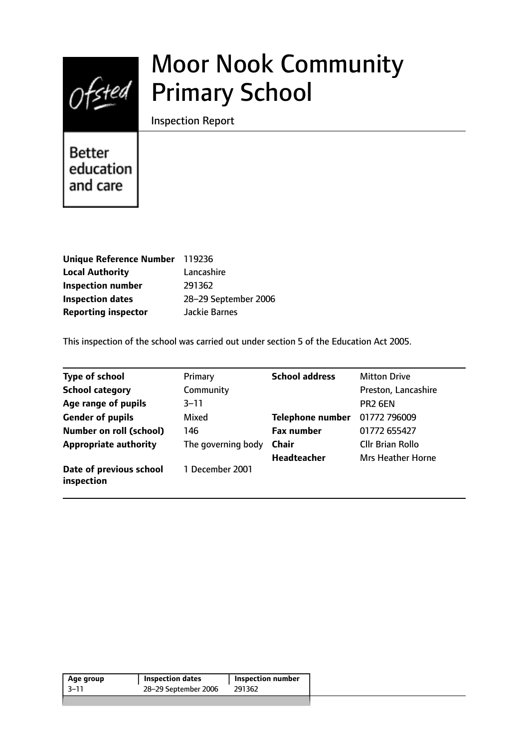Ofsted

Better education and care

# Moor Nook Community Primary School

Inspection Report

| | |
|---|---|
| **Unique Reference Number** | 119236 |
| **Local Authority** | Lancashire |
| **Inspection number** | 291362 |
| **Inspection dates** | 28–29 September 2006 |
| **Reporting inspector** | Jackie Barnes |

This inspection of the school was carried out under section 5 of the Education Act 2005.

| | | | |
|---|---|---|---|
| **Type of school** | Primary | **School address** | Mitton Drive |
| **School category** | Community | | Preston, Lancashire |
| **Age range of pupils** | 3–11 | | PR2 6EN |
| **Gender of pupils** | Mixed | **Telephone number** | 01772 796009 |
| **Number on roll (school)** | 146 | **Fax number** | 01772 655427 |
| **Appropriate authority** | The governing body | **Chair** | Cllr Brian Rollo |
| | | **Headteacher** | Mrs Heather Horne |
| **Date of previous school inspection** | 1 December 2001 | | |

| Age group | Inspection dates | Inspection number |
|---|---|---|
| 3–11 | 28–29 September 2006 | 291362 |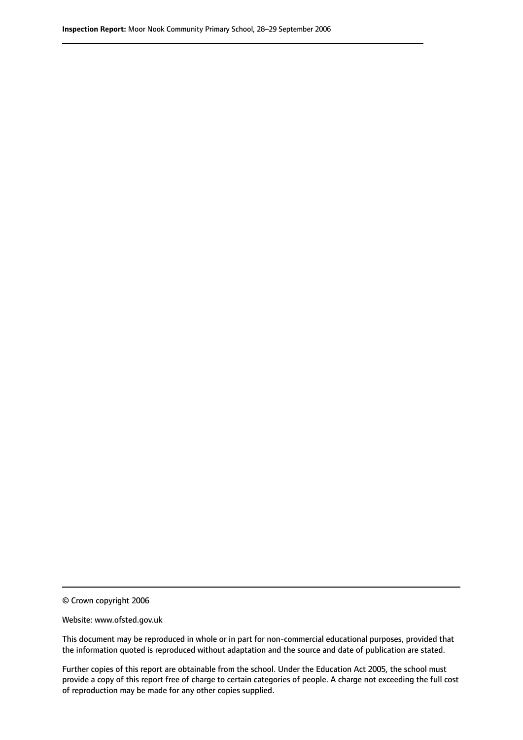© Crown copyright 2006

Website: www.ofsted.gov.uk

This document may be reproduced in whole or in part for non-commercial educational purposes, provided that the information quoted is reproduced without adaptation and the source and date of publication are stated.

Further copies of this report are obtainable from the school. Under the Education Act 2005, the school must provide a copy of this report free of charge to certain categories of people. A charge not exceeding the full cost of reproduction may be made for any other copies supplied.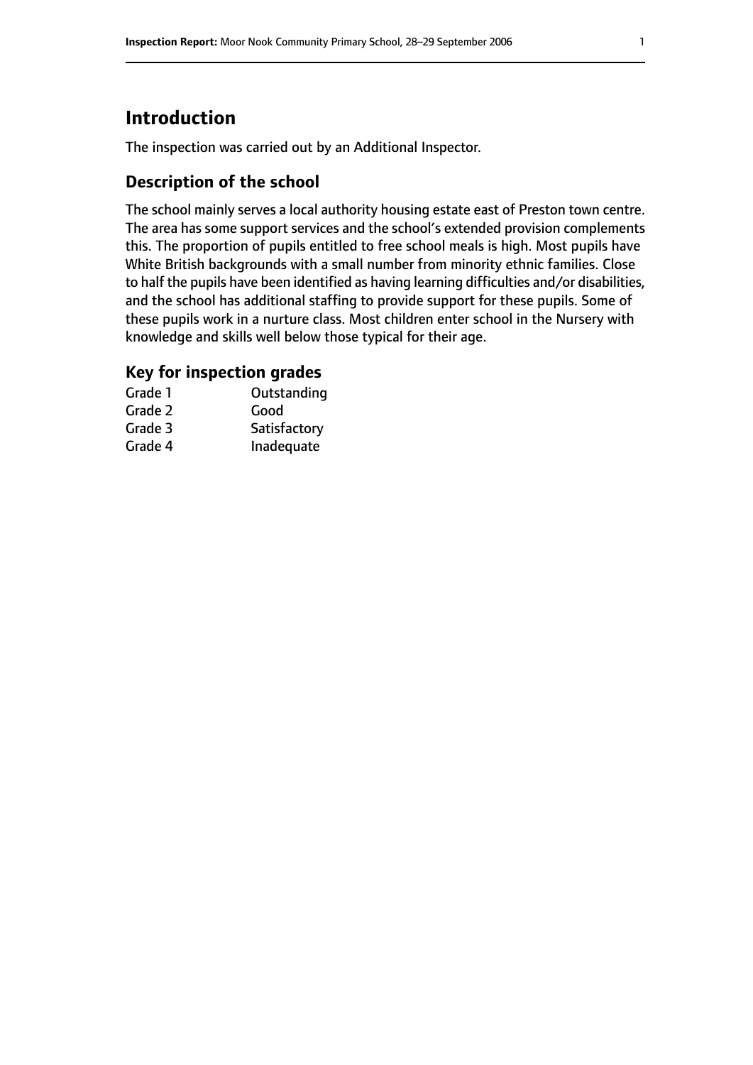## Introduction

The inspection was carried out by an Additional Inspector.

### Description of the school

The school mainly serves a local authority housing estate east of Preston town centre. The area has some support services and the school's extended provision complements this. The proportion of pupils entitled to free school meals is high. Most pupils have White British backgrounds with a small number from minority ethnic families. Close to half the pupils have been identified as having learning difficulties and/or disabilities, and the school has additional staffing to provide support for these pupils. Some of these pupils work in a nurture class. Most children enter school in the Nursery with knowledge and skills well below those typical for their age.

### Key for inspection grades

| | |
|---|---|
| Grade 1 | Outstanding |
| Grade 2 | Good |
| Grade 3 | Satisfactory |
| Grade 4 | Inadequate |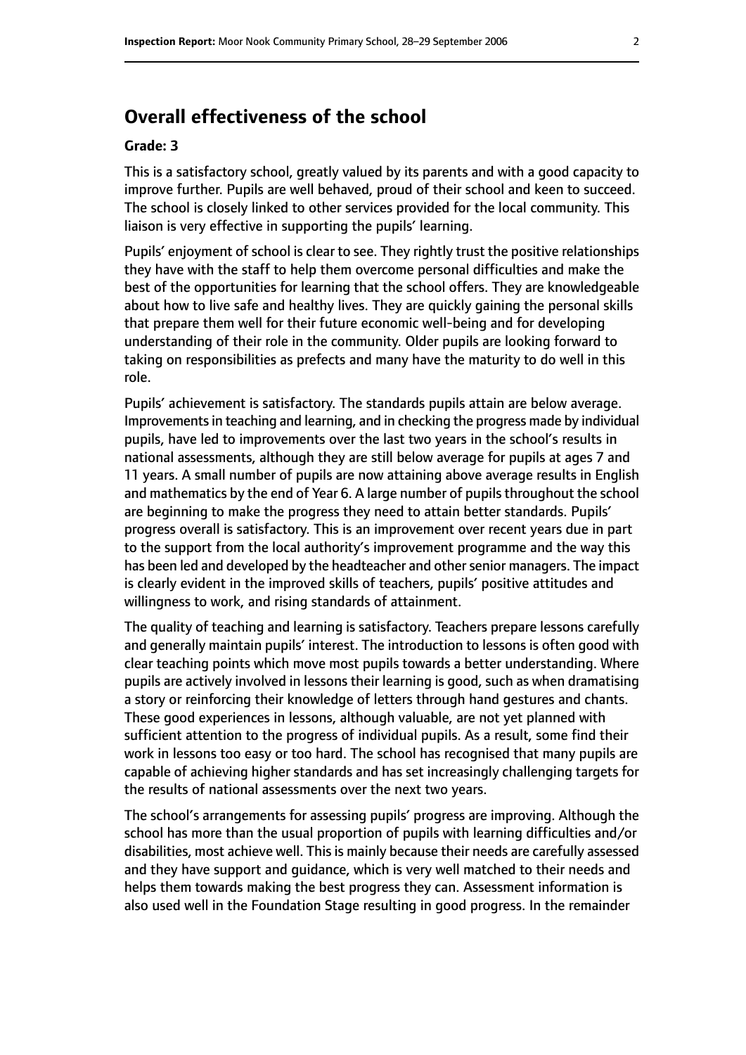## Overall effectiveness of the school

**Grade: 3**

This is a satisfactory school, greatly valued by its parents and with a good capacity to improve further. Pupils are well behaved, proud of their school and keen to succeed. The school is closely linked to other services provided for the local community. This liaison is very effective in supporting the pupils' learning.

Pupils' enjoyment of school is clear to see. They rightly trust the positive relationships they have with the staff to help them overcome personal difficulties and make the best of the opportunities for learning that the school offers. They are knowledgeable about how to live safe and healthy lives. They are quickly gaining the personal skills that prepare them well for their future economic well-being and for developing understanding of their role in the community. Older pupils are looking forward to taking on responsibilities as prefects and many have the maturity to do well in this role.

Pupils' achievement is satisfactory. The standards pupils attain are below average. Improvements in teaching and learning, and in checking the progress made by individual pupils, have led to improvements over the last two years in the school's results in national assessments, although they are still below average for pupils at ages 7 and 11 years. A small number of pupils are now attaining above average results in English and mathematics by the end of Year 6. A large number of pupils throughout the school are beginning to make the progress they need to attain better standards. Pupils' progress overall is satisfactory. This is an improvement over recent years due in part to the support from the local authority's improvement programme and the way this has been led and developed by the headteacher and other senior managers. The impact is clearly evident in the improved skills of teachers, pupils' positive attitudes and willingness to work, and rising standards of attainment.

The quality of teaching and learning is satisfactory. Teachers prepare lessons carefully and generally maintain pupils' interest. The introduction to lessons is often good with clear teaching points which move most pupils towards a better understanding. Where pupils are actively involved in lessons their learning is good, such as when dramatising a story or reinforcing their knowledge of letters through hand gestures and chants. These good experiences in lessons, although valuable, are not yet planned with sufficient attention to the progress of individual pupils. As a result, some find their work in lessons too easy or too hard. The school has recognised that many pupils are capable of achieving higher standards and has set increasingly challenging targets for the results of national assessments over the next two years.

The school's arrangements for assessing pupils' progress are improving. Although the school has more than the usual proportion of pupils with learning difficulties and/or disabilities, most achieve well. This is mainly because their needs are carefully assessed and they have support and guidance, which is very well matched to their needs and helps them towards making the best progress they can. Assessment information is also used well in the Foundation Stage resulting in good progress. In the remainder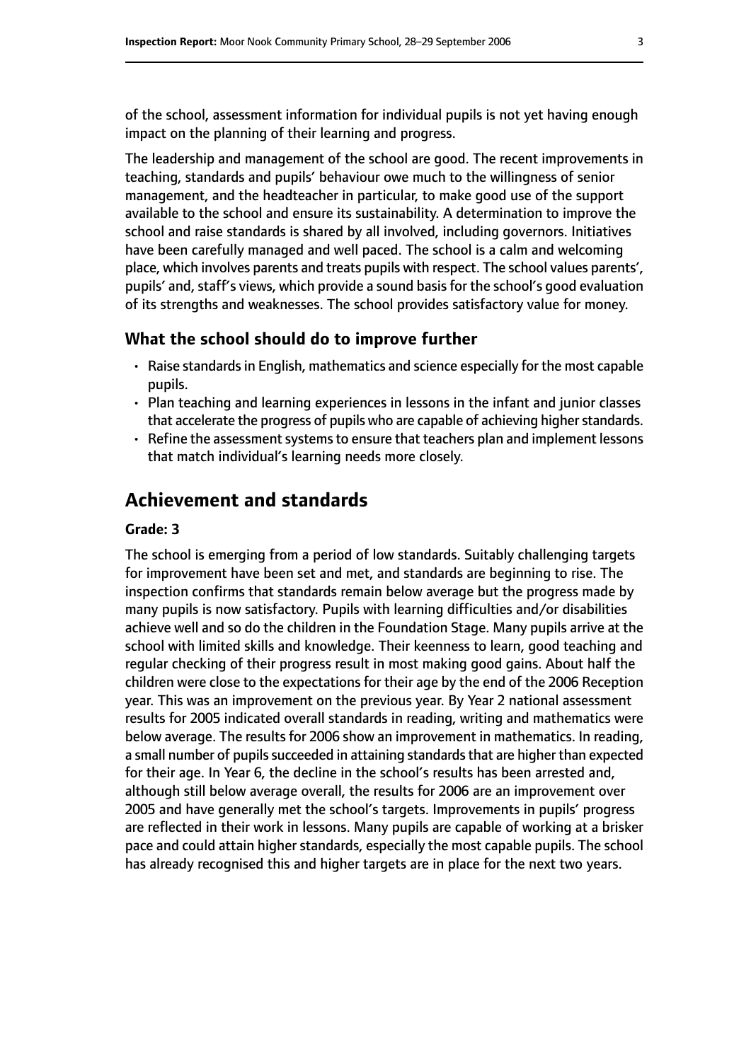of the school, assessment information for individual pupils is not yet having enough impact on the planning of their learning and progress.

The leadership and management of the school are good. The recent improvements in teaching, standards and pupils' behaviour owe much to the willingness of senior management, and the headteacher in particular, to make good use of the support available to the school and ensure its sustainability. A determination to improve the school and raise standards is shared by all involved, including governors. Initiatives have been carefully managed and well paced. The school is a calm and welcoming place, which involves parents and treats pupils with respect. The school values parents', pupils' and, staff's views, which provide a sound basis for the school's good evaluation of its strengths and weaknesses. The school provides satisfactory value for money.

### What the school should do to improve further

- Raise standards in English, mathematics and science especially for the most capable pupils.
- Plan teaching and learning experiences in lessons in the infant and junior classes that accelerate the progress of pupils who are capable of achieving higher standards.
- Refine the assessment systems to ensure that teachers plan and implement lessons that match individual's learning needs more closely.

## Achievement and standards

**Grade: 3**

The school is emerging from a period of low standards. Suitably challenging targets for improvement have been set and met, and standards are beginning to rise. The inspection confirms that standards remain below average but the progress made by many pupils is now satisfactory. Pupils with learning difficulties and/or disabilities achieve well and so do the children in the Foundation Stage. Many pupils arrive at the school with limited skills and knowledge. Their keenness to learn, good teaching and regular checking of their progress result in most making good gains. About half the children were close to the expectations for their age by the end of the 2006 Reception year. This was an improvement on the previous year. By Year 2 national assessment results for 2005 indicated overall standards in reading, writing and mathematics were below average. The results for 2006 show an improvement in mathematics. In reading, a small number of pupils succeeded in attaining standards that are higher than expected for their age. In Year 6, the decline in the school's results has been arrested and, although still below average overall, the results for 2006 are an improvement over 2005 and have generally met the school's targets. Improvements in pupils' progress are reflected in their work in lessons. Many pupils are capable of working at a brisker pace and could attain higher standards, especially the most capable pupils. The school has already recognised this and higher targets are in place for the next two years.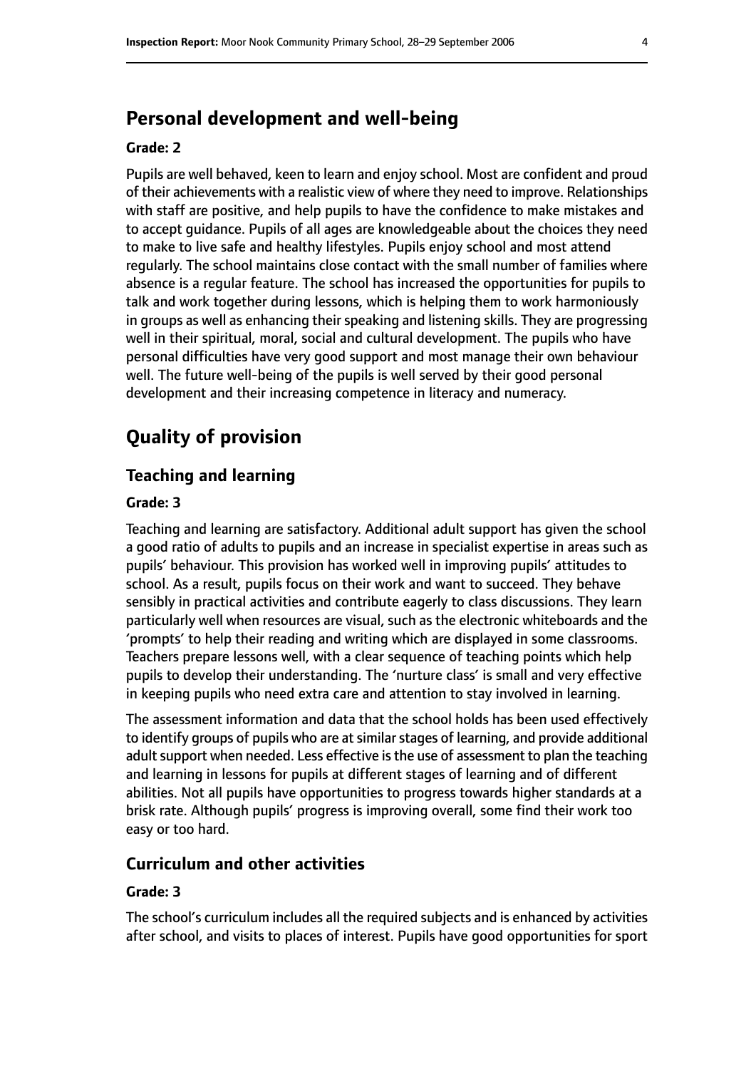## Personal development and well-being

**Grade: 2**

Pupils are well behaved, keen to learn and enjoy school. Most are confident and proud of their achievements with a realistic view of where they need to improve. Relationships with staff are positive, and help pupils to have the confidence to make mistakes and to accept guidance. Pupils of all ages are knowledgeable about the choices they need to make to live safe and healthy lifestyles. Pupils enjoy school and most attend regularly. The school maintains close contact with the small number of families where absence is a regular feature. The school has increased the opportunities for pupils to talk and work together during lessons, which is helping them to work harmoniously in groups as well as enhancing their speaking and listening skills. They are progressing well in their spiritual, moral, social and cultural development. The pupils who have personal difficulties have very good support and most manage their own behaviour well. The future well-being of the pupils is well served by their good personal development and their increasing competence in literacy and numeracy.

# Quality of provision

## Teaching and learning

**Grade: 3**

Teaching and learning are satisfactory. Additional adult support has given the school a good ratio of adults to pupils and an increase in specialist expertise in areas such as pupils' behaviour. This provision has worked well in improving pupils' attitudes to school. As a result, pupils focus on their work and want to succeed. They behave sensibly in practical activities and contribute eagerly to class discussions. They learn particularly well when resources are visual, such as the electronic whiteboards and the 'prompts' to help their reading and writing which are displayed in some classrooms. Teachers prepare lessons well, with a clear sequence of teaching points which help pupils to develop their understanding. The 'nurture class' is small and very effective in keeping pupils who need extra care and attention to stay involved in learning.

The assessment information and data that the school holds has been used effectively to identify groups of pupils who are at similar stages of learning, and provide additional adult support when needed. Less effective is the use of assessment to plan the teaching and learning in lessons for pupils at different stages of learning and of different abilities. Not all pupils have opportunities to progress towards higher standards at a brisk rate. Although pupils' progress is improving overall, some find their work too easy or too hard.

## Curriculum and other activities

**Grade: 3**

The school's curriculum includes all the required subjects and is enhanced by activities after school, and visits to places of interest. Pupils have good opportunities for sport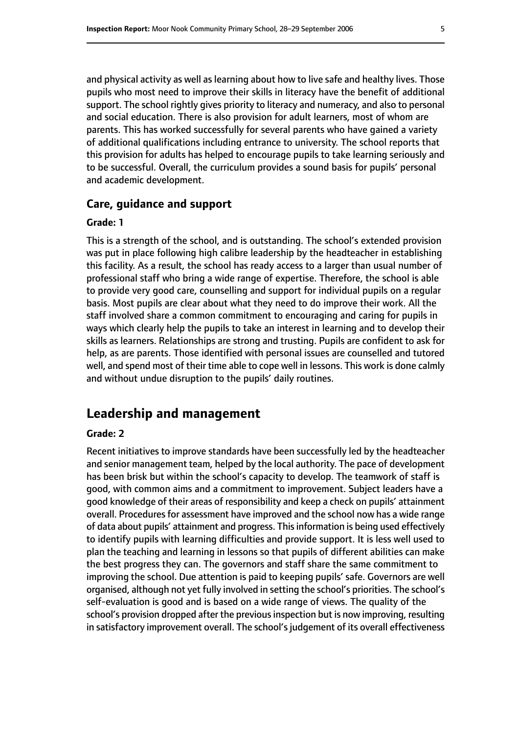and physical activity as well as learning about how to live safe and healthy lives. Those pupils who most need to improve their skills in literacy have the benefit of additional support. The school rightly gives priority to literacy and numeracy, and also to personal and social education. There is also provision for adult learners, most of whom are parents. This has worked successfully for several parents who have gained a variety of additional qualifications including entrance to university. The school reports that this provision for adults has helped to encourage pupils to take learning seriously and to be successful. Overall, the curriculum provides a sound basis for pupils' personal and academic development.

### Care, guidance and support

#### Grade: 1

This is a strength of the school, and is outstanding. The school's extended provision was put in place following high calibre leadership by the headteacher in establishing this facility. As a result, the school has ready access to a larger than usual number of professional staff who bring a wide range of expertise. Therefore, the school is able to provide very good care, counselling and support for individual pupils on a regular basis. Most pupils are clear about what they need to do improve their work. All the staff involved share a common commitment to encouraging and caring for pupils in ways which clearly help the pupils to take an interest in learning and to develop their skills as learners. Relationships are strong and trusting. Pupils are confident to ask for help, as are parents. Those identified with personal issues are counselled and tutored well, and spend most of their time able to cope well in lessons. This work is done calmly and without undue disruption to the pupils' daily routines.

## Leadership and management

#### Grade: 2

Recent initiatives to improve standards have been successfully led by the headteacher and senior management team, helped by the local authority. The pace of development has been brisk but within the school's capacity to develop. The teamwork of staff is good, with common aims and a commitment to improvement. Subject leaders have a good knowledge of their areas of responsibility and keep a check on pupils' attainment overall. Procedures for assessment have improved and the school now has a wide range of data about pupils' attainment and progress. This information is being used effectively to identify pupils with learning difficulties and provide support. It is less well used to plan the teaching and learning in lessons so that pupils of different abilities can make the best progress they can. The governors and staff share the same commitment to improving the school. Due attention is paid to keeping pupils' safe. Governors are well organised, although not yet fully involved in setting the school's priorities. The school's self-evaluation is good and is based on a wide range of views. The quality of the school's provision dropped after the previous inspection but is now improving, resulting in satisfactory improvement overall. The school's judgement of its overall effectiveness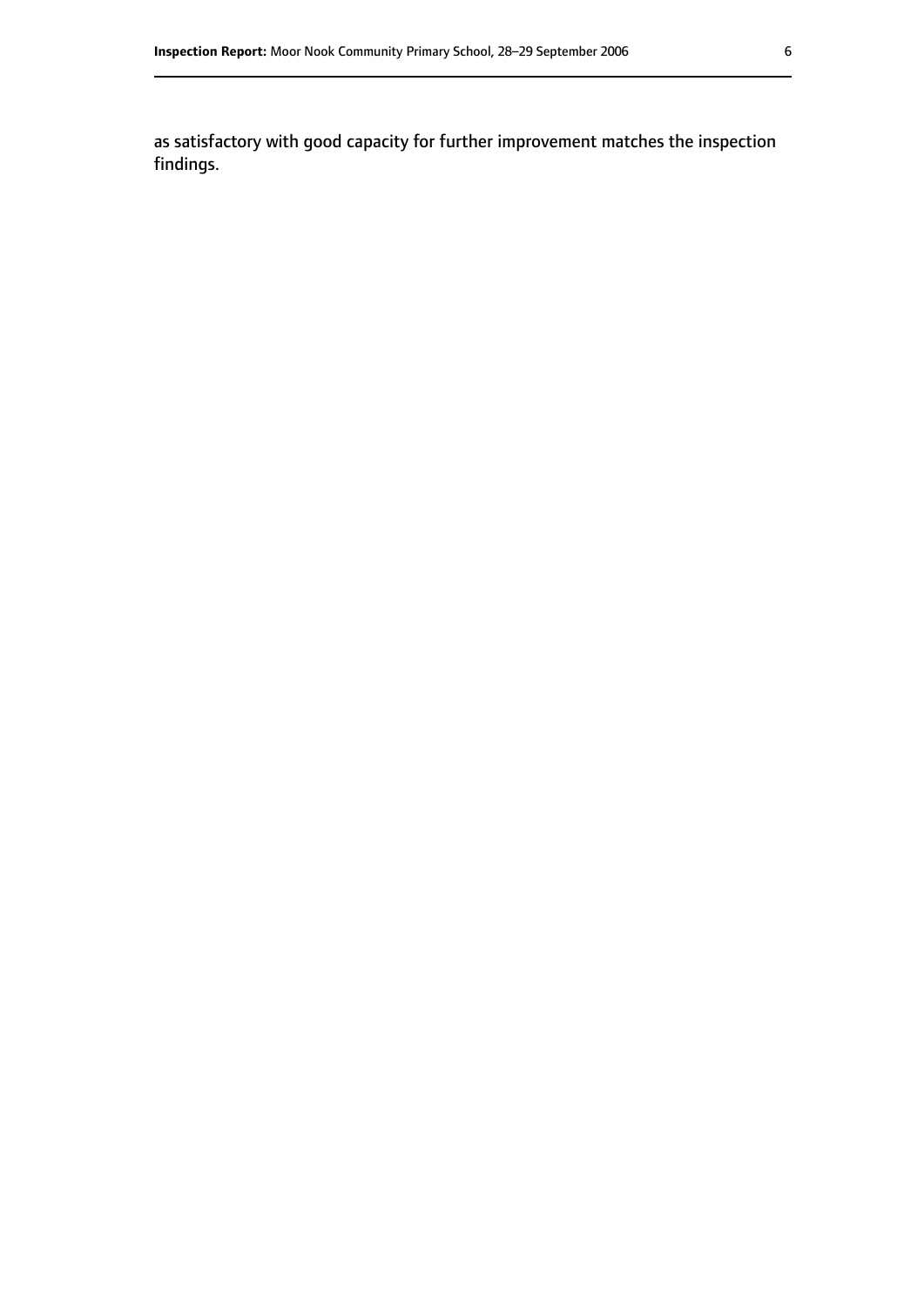as satisfactory with good capacity for further improvement matches the inspection findings.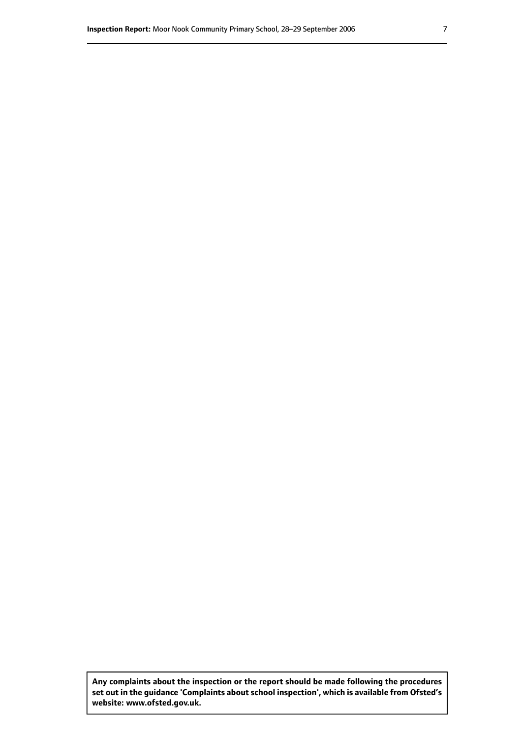**Any complaints about the inspection or the report should be made following the procedures set out in the guidance 'Complaints about school inspection', which is available from Ofsted's website: www.ofsted.gov.uk.**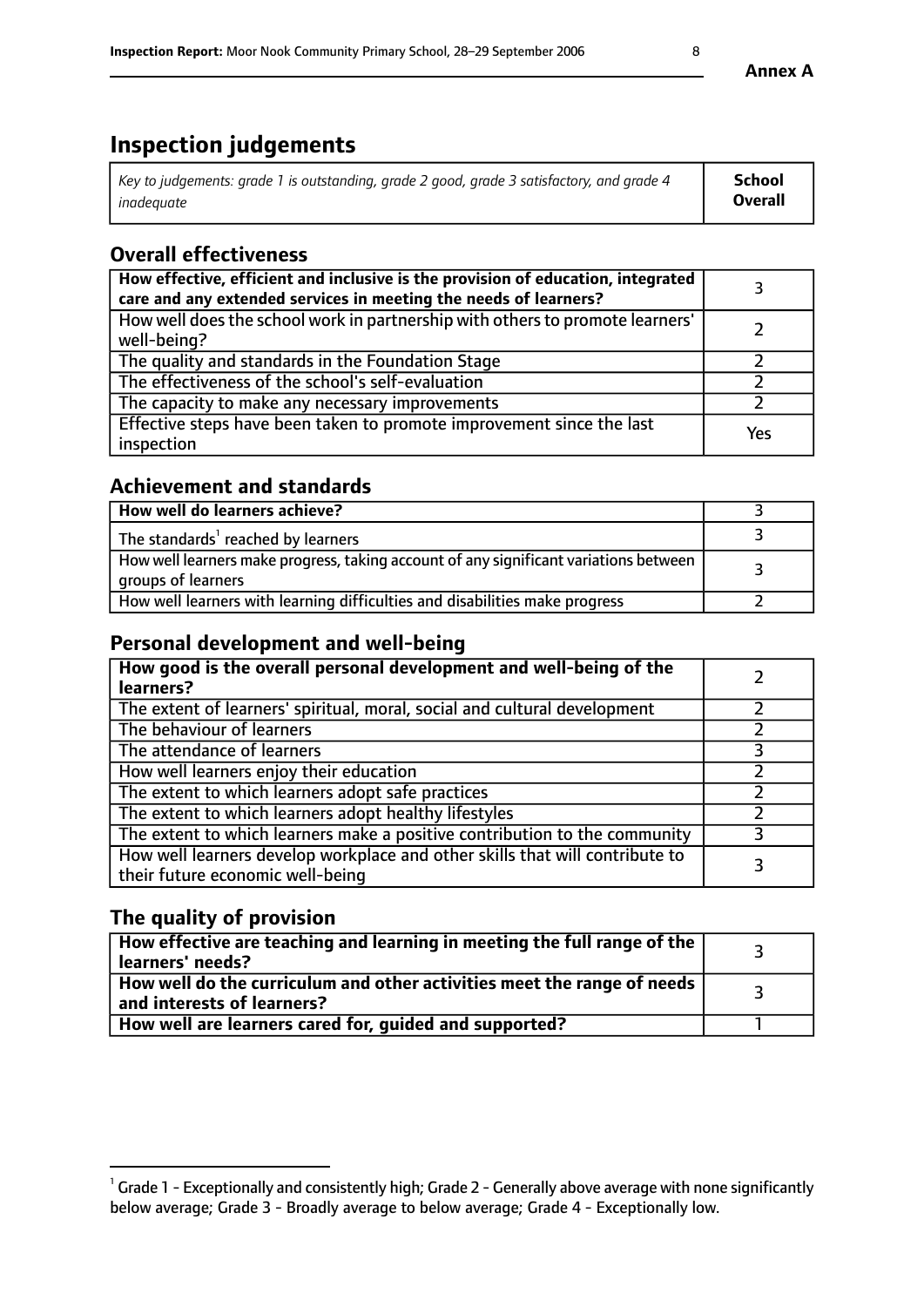**Annex A**

# Inspection judgements

| *Key to judgements: grade 1 is outstanding, grade 2 good, grade 3 satisfactory, and grade 4 inadequate* | **School Overall** |
|---|---|

## Overall effectiveness

| | |
|---|---|
| **How effective, efficient and inclusive is the provision of education, integrated care and any extended services in meeting the needs of learners?** | 3 |
| How well does the school work in partnership with others to promote learners' well-being? | 2 |
| The quality and standards in the Foundation Stage | 2 |
| The effectiveness of the school's self-evaluation | 2 |
| The capacity to make any necessary improvements | 2 |
| Effective steps have been taken to promote improvement since the last inspection | Yes |

## Achievement and standards

| | |
|---|---|
| **How well do learners achieve?** | 3 |
| The standards[1] reached by learners | 3 |
| How well learners make progress, taking account of any significant variations between groups of learners | 3 |
| How well learners with learning difficulties and disabilities make progress | 2 |

## Personal development and well-being

| | |
|---|---|
| **How good is the overall personal development and well-being of the learners?** | 2 |
| The extent of learners' spiritual, moral, social and cultural development | 2 |
| The behaviour of learners | 2 |
| The attendance of learners | 3 |
| How well learners enjoy their education | 2 |
| The extent to which learners adopt safe practices | 2 |
| The extent to which learners adopt healthy lifestyles | 2 |
| The extent to which learners make a positive contribution to the community | 3 |
| How well learners develop workplace and other skills that will contribute to their future economic well-being | 3 |

## The quality of provision

| | |
|---|---|
| **How effective are teaching and learning in meeting the full range of the learners' needs?** | 3 |
| **How well do the curriculum and other activities meet the range of needs and interests of learners?** | 3 |
| **How well are learners cared for, guided and supported?** | 1 |

[1] Grade 1 - Exceptionally and consistently high; Grade 2 - Generally above average with none significantly below average; Grade 3 - Broadly average to below average; Grade 4 - Exceptionally low.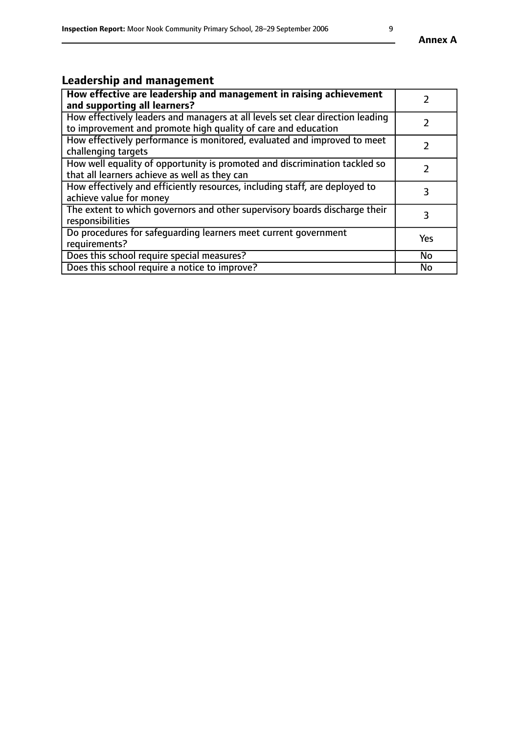## Leadership and management

| How effective are leadership and management in raising achievement and supporting all learners? | 2 |
| --- | --- |
| How effectively leaders and managers at all levels set clear direction leading to improvement and promote high quality of care and education | 2 |
| How effectively performance is monitored, evaluated and improved to meet challenging targets | 2 |
| How well equality of opportunity is promoted and discrimination tackled so that all learners achieve as well as they can | 2 |
| How effectively and efficiently resources, including staff, are deployed to achieve value for money | 3 |
| The extent to which governors and other supervisory boards discharge their responsibilities | 3 |
| Do procedures for safeguarding learners meet current government requirements? | Yes |
| Does this school require special measures? | No |
| Does this school require a notice to improve? | No |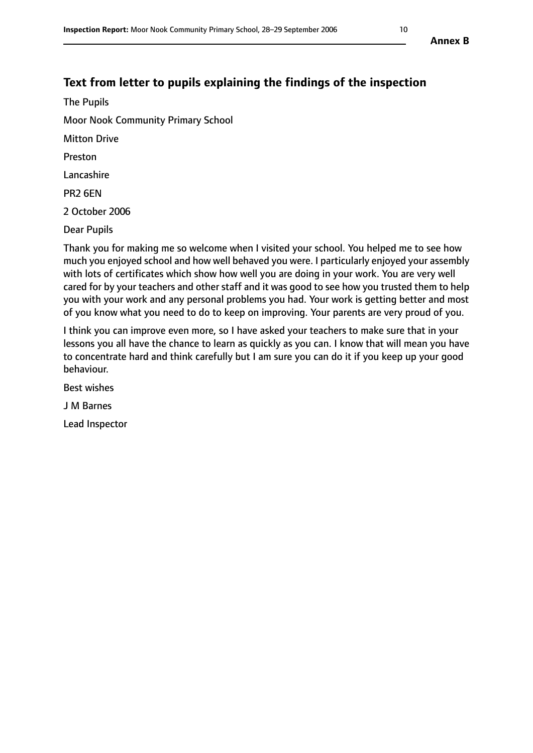## Text from letter to pupils explaining the findings of the inspection

The Pupils

Moor Nook Community Primary School

Mitton Drive

Preston

Lancashire

PR2 6EN

2 October 2006

Dear Pupils

Thank you for making me so welcome when I visited your school. You helped me to see how much you enjoyed school and how well behaved you were. I particularly enjoyed your assembly with lots of certificates which show how well you are doing in your work. You are very well cared for by your teachers and other staff and it was good to see how you trusted them to help you with your work and any personal problems you had. Your work is getting better and most of you know what you need to do to keep on improving. Your parents are very proud of you.

I think you can improve even more, so I have asked your teachers to make sure that in your lessons you all have the chance to learn as quickly as you can. I know that will mean you have to concentrate hard and think carefully but I am sure you can do it if you keep up your good behaviour.

Best wishes

J M Barnes

Lead Inspector